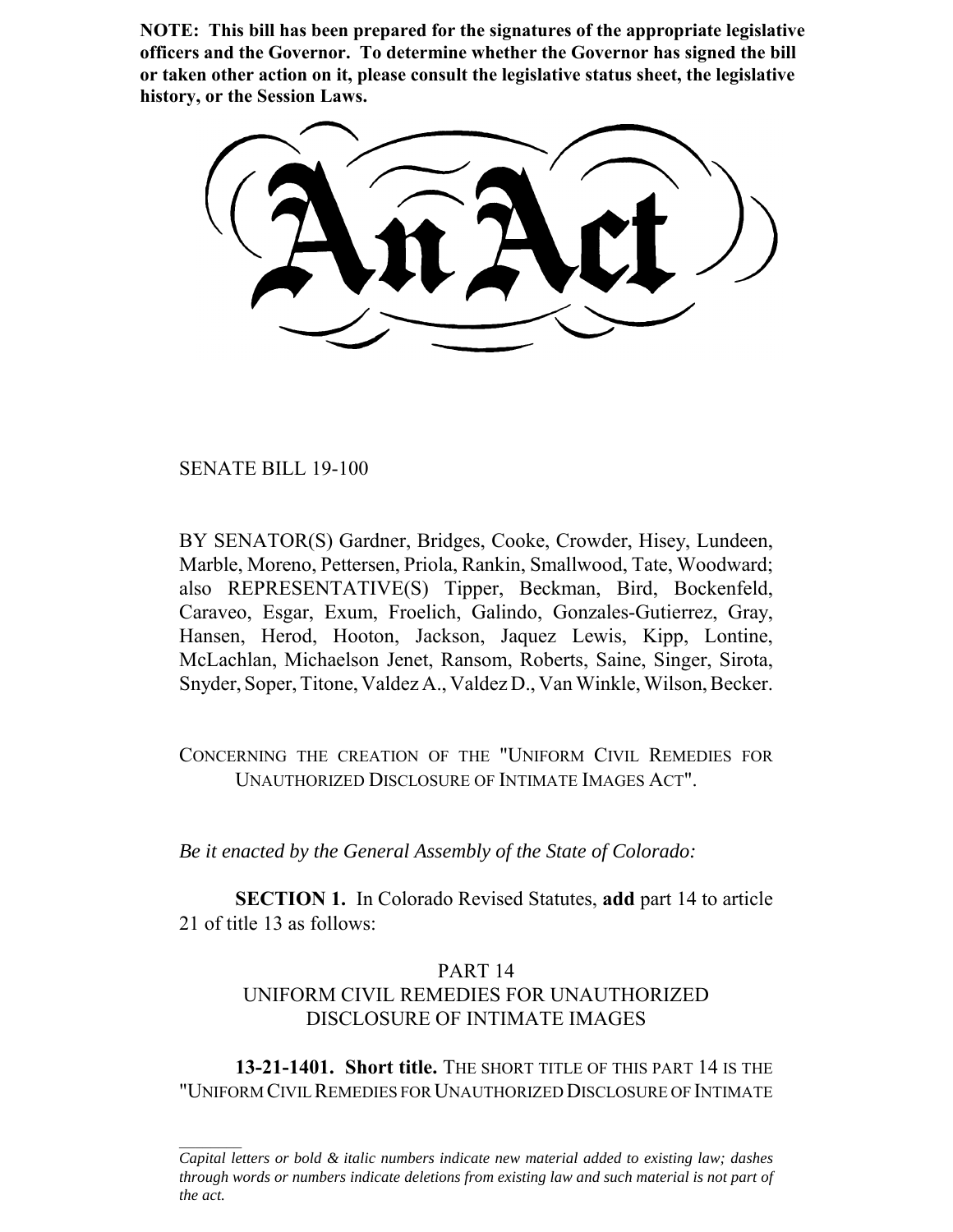**NOTE: This bill has been prepared for the signatures of the appropriate legislative officers and the Governor. To determine whether the Governor has signed the bill or taken other action on it, please consult the legislative status sheet, the legislative history, or the Session Laws.**

# An Act

SENATE BILL 19-100

BY SENATOR(S) Gardner, Bridges, Cooke, Crowder, Hisey, Lundeen, Marble, Moreno, Pettersen, Priola, Rankin, Smallwood, Tate, Woodward; also REPRESENTATIVE(S) Tipper, Beckman, Bird, Bockenfeld, Caraveo, Esgar, Exum, Froelich, Galindo, Gonzales-Gutierrez, Gray, Hansen, Herod, Hooton, Jackson, Jaquez Lewis, Kipp, Lontine, McLachlan, Michaelson Jenet, Ransom, Roberts, Saine, Singer, Sirota, Snyder, Soper, Titone, Valdez A., Valdez D., Van Winkle, Wilson, Becker.

CONCERNING THE CREATION OF THE "UNIFORM CIVIL REMEDIES FOR UNAUTHORIZED DISCLOSURE OF INTIMATE IMAGES ACT".

*Be it enacted by the General Assembly of the State of Colorado:*

**SECTION 1.** In Colorado Revised Statutes, **add** part 14 to article 21 of title 13 as follows:

PART 14
UNIFORM CIVIL REMEDIES FOR UNAUTHORIZED DISCLOSURE OF INTIMATE IMAGES

**13-21-1401. Short title.** THE SHORT TITLE OF THIS PART 14 IS THE "UNIFORM CIVIL REMEDIES FOR UNAUTHORIZED DISCLOSURE OF INTIMATE

*Capital letters or bold & italic numbers indicate new material added to existing law; dashes through words or numbers indicate deletions from existing law and such material is not part of the act.*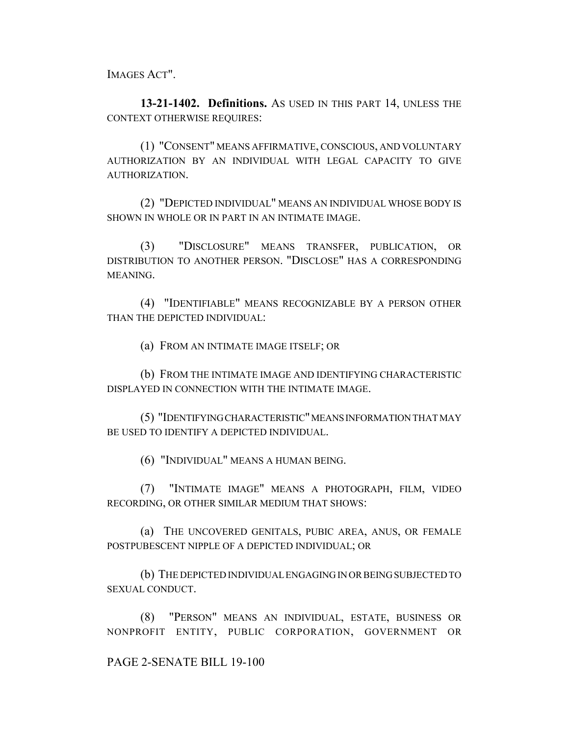IMAGES ACT".

**13-21-1402. Definitions.** AS USED IN THIS PART 14, UNLESS THE CONTEXT OTHERWISE REQUIRES:

(1) "CONSENT" MEANS AFFIRMATIVE, CONSCIOUS, AND VOLUNTARY AUTHORIZATION BY AN INDIVIDUAL WITH LEGAL CAPACITY TO GIVE AUTHORIZATION.

(2) "DEPICTED INDIVIDUAL" MEANS AN INDIVIDUAL WHOSE BODY IS SHOWN IN WHOLE OR IN PART IN AN INTIMATE IMAGE.

(3) "DISCLOSURE" MEANS TRANSFER, PUBLICATION, OR DISTRIBUTION TO ANOTHER PERSON. "DISCLOSE" HAS A CORRESPONDING MEANING.

(4) "IDENTIFIABLE" MEANS RECOGNIZABLE BY A PERSON OTHER THAN THE DEPICTED INDIVIDUAL:

(a) FROM AN INTIMATE IMAGE ITSELF; OR

(b) FROM THE INTIMATE IMAGE AND IDENTIFYING CHARACTERISTIC DISPLAYED IN CONNECTION WITH THE INTIMATE IMAGE.

(5) "IDENTIFYING CHARACTERISTIC" MEANS INFORMATION THAT MAY BE USED TO IDENTIFY A DEPICTED INDIVIDUAL.

(6) "INDIVIDUAL" MEANS A HUMAN BEING.

(7) "INTIMATE IMAGE" MEANS A PHOTOGRAPH, FILM, VIDEO RECORDING, OR OTHER SIMILAR MEDIUM THAT SHOWS:

(a) THE UNCOVERED GENITALS, PUBIC AREA, ANUS, OR FEMALE POSTPUBESCENT NIPPLE OF A DEPICTED INDIVIDUAL; OR

(b) THE DEPICTED INDIVIDUAL ENGAGING IN OR BEING SUBJECTED TO SEXUAL CONDUCT.

(8) "PERSON" MEANS AN INDIVIDUAL, ESTATE, BUSINESS OR NONPROFIT ENTITY, PUBLIC CORPORATION, GOVERNMENT OR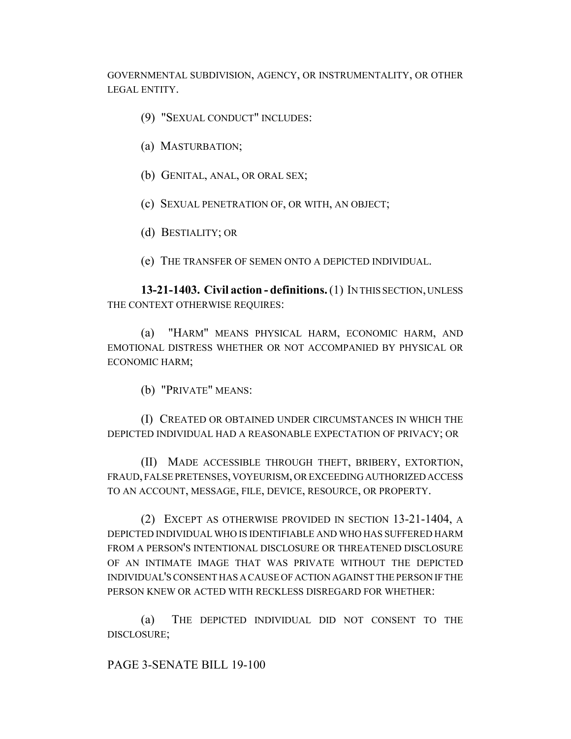GOVERNMENTAL SUBDIVISION, AGENCY, OR INSTRUMENTALITY, OR OTHER LEGAL ENTITY.

(9) "SEXUAL CONDUCT" INCLUDES:

(a) MASTURBATION;

(b) GENITAL, ANAL, OR ORAL SEX;

(c) SEXUAL PENETRATION OF, OR WITH, AN OBJECT;

(d) BESTIALITY; OR

(e) THE TRANSFER OF SEMEN ONTO A DEPICTED INDIVIDUAL.

**13-21-1403. Civil action - definitions.** (1) IN THIS SECTION, UNLESS THE CONTEXT OTHERWISE REQUIRES:

(a) "HARM" MEANS PHYSICAL HARM, ECONOMIC HARM, AND EMOTIONAL DISTRESS WHETHER OR NOT ACCOMPANIED BY PHYSICAL OR ECONOMIC HARM;

(b) "PRIVATE" MEANS:

(I) CREATED OR OBTAINED UNDER CIRCUMSTANCES IN WHICH THE DEPICTED INDIVIDUAL HAD A REASONABLE EXPECTATION OF PRIVACY; OR

(II) MADE ACCESSIBLE THROUGH THEFT, BRIBERY, EXTORTION, FRAUD, FALSE PRETENSES, VOYEURISM, OR EXCEEDING AUTHORIZED ACCESS TO AN ACCOUNT, MESSAGE, FILE, DEVICE, RESOURCE, OR PROPERTY.

(2) EXCEPT AS OTHERWISE PROVIDED IN SECTION 13-21-1404, A DEPICTED INDIVIDUAL WHO IS IDENTIFIABLE AND WHO HAS SUFFERED HARM FROM A PERSON'S INTENTIONAL DISCLOSURE OR THREATENED DISCLOSURE OF AN INTIMATE IMAGE THAT WAS PRIVATE WITHOUT THE DEPICTED INDIVIDUAL'S CONSENT HAS A CAUSE OF ACTION AGAINST THE PERSON IF THE PERSON KNEW OR ACTED WITH RECKLESS DISREGARD FOR WHETHER:

(a) THE DEPICTED INDIVIDUAL DID NOT CONSENT TO THE DISCLOSURE;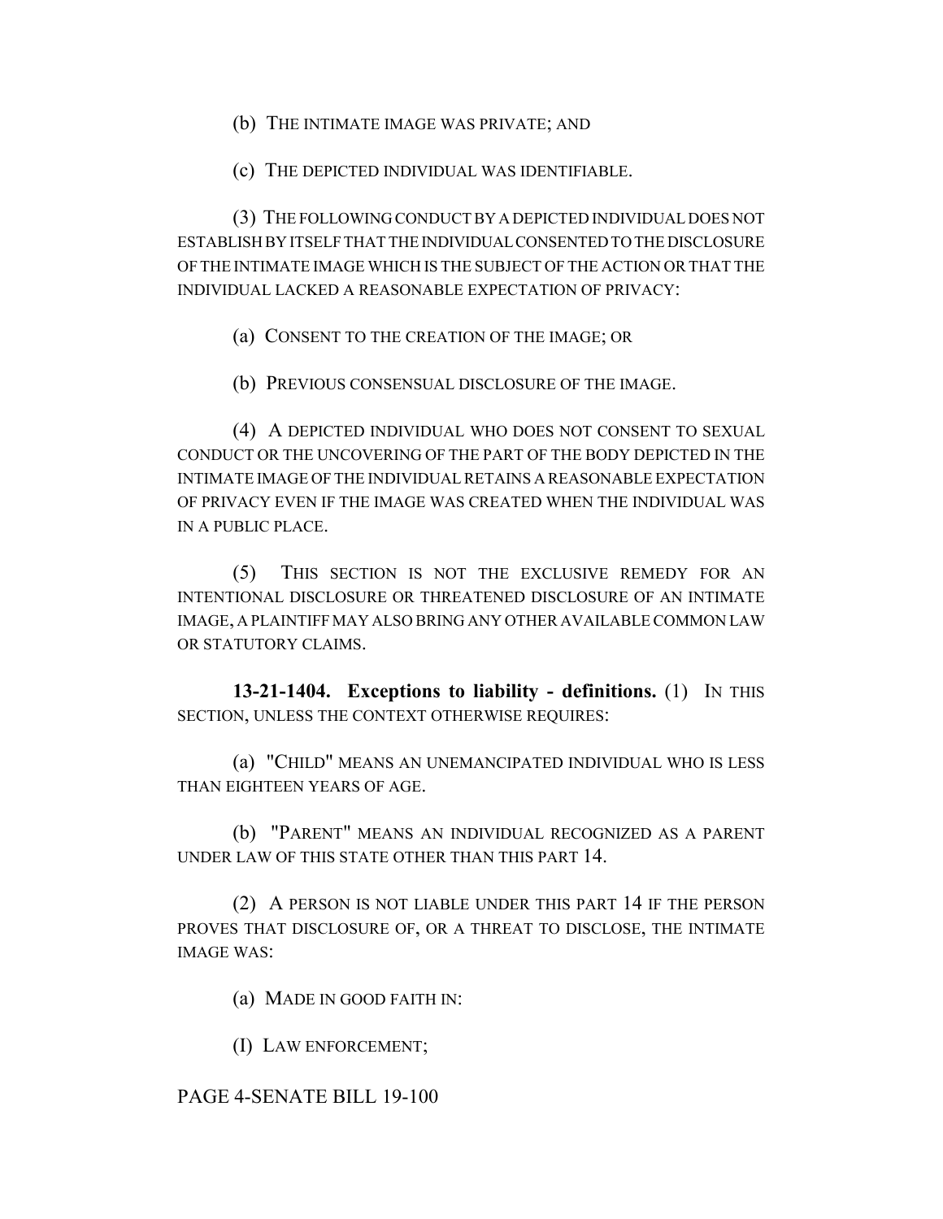(b) THE INTIMATE IMAGE WAS PRIVATE; AND

(c) THE DEPICTED INDIVIDUAL WAS IDENTIFIABLE.

(3) THE FOLLOWING CONDUCT BY A DEPICTED INDIVIDUAL DOES NOT ESTABLISH BY ITSELF THAT THE INDIVIDUAL CONSENTED TO THE DISCLOSURE OF THE INTIMATE IMAGE WHICH IS THE SUBJECT OF THE ACTION OR THAT THE INDIVIDUAL LACKED A REASONABLE EXPECTATION OF PRIVACY:

(a) CONSENT TO THE CREATION OF THE IMAGE; OR

(b) PREVIOUS CONSENSUAL DISCLOSURE OF THE IMAGE.

(4) A DEPICTED INDIVIDUAL WHO DOES NOT CONSENT TO SEXUAL CONDUCT OR THE UNCOVERING OF THE PART OF THE BODY DEPICTED IN THE INTIMATE IMAGE OF THE INDIVIDUAL RETAINS A REASONABLE EXPECTATION OF PRIVACY EVEN IF THE IMAGE WAS CREATED WHEN THE INDIVIDUAL WAS IN A PUBLIC PLACE.

(5) THIS SECTION IS NOT THE EXCLUSIVE REMEDY FOR AN INTENTIONAL DISCLOSURE OR THREATENED DISCLOSURE OF AN INTIMATE IMAGE, A PLAINTIFF MAY ALSO BRING ANY OTHER AVAILABLE COMMON LAW OR STATUTORY CLAIMS.

**13-21-1404. Exceptions to liability - definitions.** (1) IN THIS SECTION, UNLESS THE CONTEXT OTHERWISE REQUIRES:

(a) "CHILD" MEANS AN UNEMANCIPATED INDIVIDUAL WHO IS LESS THAN EIGHTEEN YEARS OF AGE.

(b) "PARENT" MEANS AN INDIVIDUAL RECOGNIZED AS A PARENT UNDER LAW OF THIS STATE OTHER THAN THIS PART 14.

(2) A PERSON IS NOT LIABLE UNDER THIS PART 14 IF THE PERSON PROVES THAT DISCLOSURE OF, OR A THREAT TO DISCLOSE, THE INTIMATE IMAGE WAS:

(a) MADE IN GOOD FAITH IN:

(I) LAW ENFORCEMENT;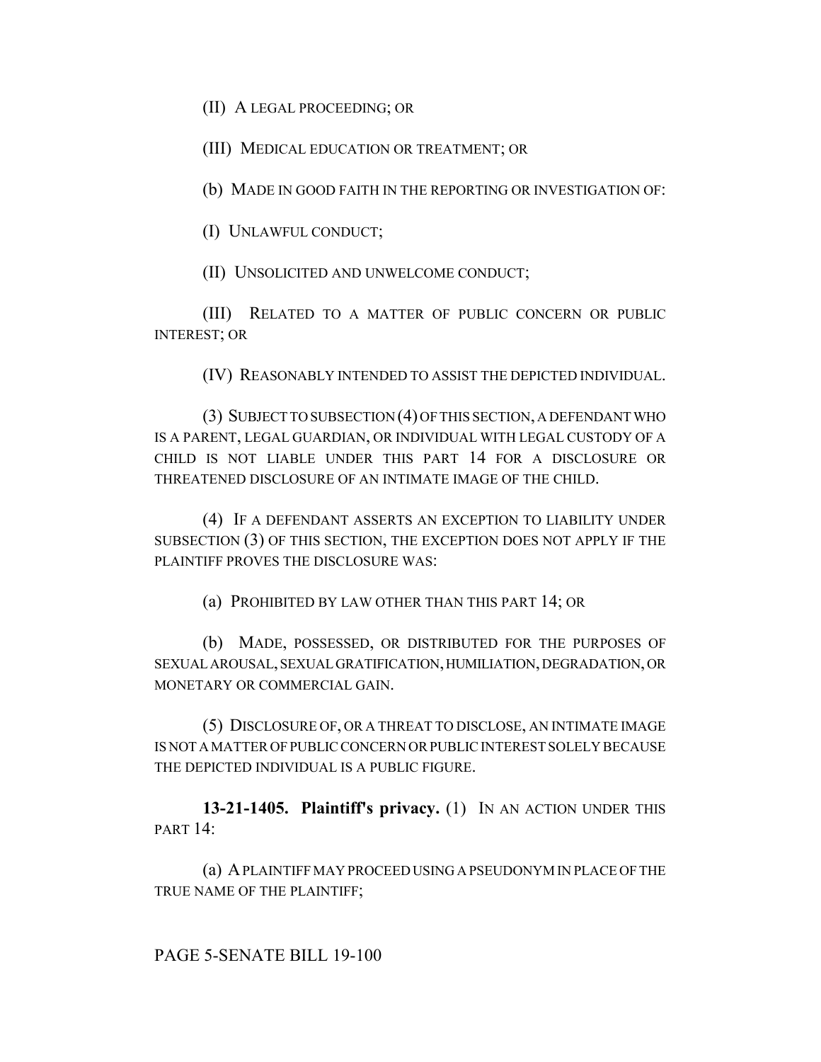(II) A LEGAL PROCEEDING; OR

(III) MEDICAL EDUCATION OR TREATMENT; OR

(b) MADE IN GOOD FAITH IN THE REPORTING OR INVESTIGATION OF:

(I) UNLAWFUL CONDUCT;

(II) UNSOLICITED AND UNWELCOME CONDUCT;

(III) RELATED TO A MATTER OF PUBLIC CONCERN OR PUBLIC INTEREST; OR

(IV) REASONABLY INTENDED TO ASSIST THE DEPICTED INDIVIDUAL.

(3) SUBJECT TO SUBSECTION (4) OF THIS SECTION, A DEFENDANT WHO IS A PARENT, LEGAL GUARDIAN, OR INDIVIDUAL WITH LEGAL CUSTODY OF A CHILD IS NOT LIABLE UNDER THIS PART 14 FOR A DISCLOSURE OR THREATENED DISCLOSURE OF AN INTIMATE IMAGE OF THE CHILD.

(4) IF A DEFENDANT ASSERTS AN EXCEPTION TO LIABILITY UNDER SUBSECTION (3) OF THIS SECTION, THE EXCEPTION DOES NOT APPLY IF THE PLAINTIFF PROVES THE DISCLOSURE WAS:

(a) PROHIBITED BY LAW OTHER THAN THIS PART 14; OR

(b) MADE, POSSESSED, OR DISTRIBUTED FOR THE PURPOSES OF SEXUAL AROUSAL, SEXUAL GRATIFICATION, HUMILIATION, DEGRADATION, OR MONETARY OR COMMERCIAL GAIN.

(5) DISCLOSURE OF, OR A THREAT TO DISCLOSE, AN INTIMATE IMAGE IS NOT A MATTER OF PUBLIC CONCERN OR PUBLIC INTEREST SOLELY BECAUSE THE DEPICTED INDIVIDUAL IS A PUBLIC FIGURE.

**13-21-1405. Plaintiff's privacy.** (1) IN AN ACTION UNDER THIS PART 14:

(a) A PLAINTIFF MAY PROCEED USING A PSEUDONYM IN PLACE OF THE TRUE NAME OF THE PLAINTIFF;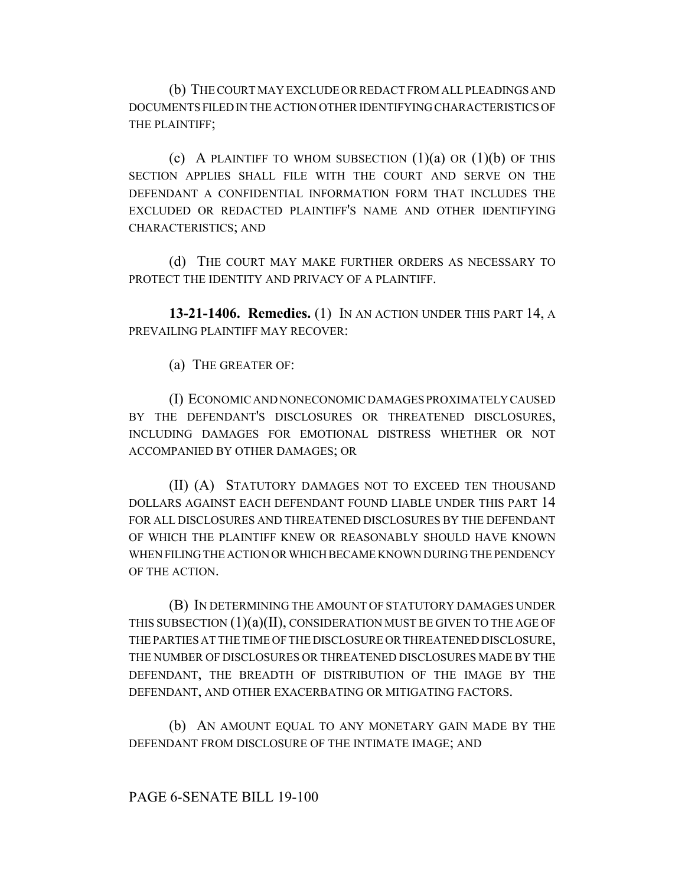(b) THE COURT MAY EXCLUDE OR REDACT FROM ALL PLEADINGS AND DOCUMENTS FILED IN THE ACTION OTHER IDENTIFYING CHARACTERISTICS OF THE PLAINTIFF;

(c) A PLAINTIFF TO WHOM SUBSECTION (1)(a) OR (1)(b) OF THIS SECTION APPLIES SHALL FILE WITH THE COURT AND SERVE ON THE DEFENDANT A CONFIDENTIAL INFORMATION FORM THAT INCLUDES THE EXCLUDED OR REDACTED PLAINTIFF'S NAME AND OTHER IDENTIFYING CHARACTERISTICS; AND

(d) THE COURT MAY MAKE FURTHER ORDERS AS NECESSARY TO PROTECT THE IDENTITY AND PRIVACY OF A PLAINTIFF.

**13-21-1406. Remedies.** (1) IN AN ACTION UNDER THIS PART 14, A PREVAILING PLAINTIFF MAY RECOVER:

(a) THE GREATER OF:

(I) ECONOMIC AND NONECONOMIC DAMAGES PROXIMATELY CAUSED BY THE DEFENDANT'S DISCLOSURES OR THREATENED DISCLOSURES, INCLUDING DAMAGES FOR EMOTIONAL DISTRESS WHETHER OR NOT ACCOMPANIED BY OTHER DAMAGES; OR

(II) (A) STATUTORY DAMAGES NOT TO EXCEED TEN THOUSAND DOLLARS AGAINST EACH DEFENDANT FOUND LIABLE UNDER THIS PART 14 FOR ALL DISCLOSURES AND THREATENED DISCLOSURES BY THE DEFENDANT OF WHICH THE PLAINTIFF KNEW OR REASONABLY SHOULD HAVE KNOWN WHEN FILING THE ACTION OR WHICH BECAME KNOWN DURING THE PENDENCY OF THE ACTION.

(B) IN DETERMINING THE AMOUNT OF STATUTORY DAMAGES UNDER THIS SUBSECTION (1)(a)(II), CONSIDERATION MUST BE GIVEN TO THE AGE OF THE PARTIES AT THE TIME OF THE DISCLOSURE OR THREATENED DISCLOSURE, THE NUMBER OF DISCLOSURES OR THREATENED DISCLOSURES MADE BY THE DEFENDANT, THE BREADTH OF DISTRIBUTION OF THE IMAGE BY THE DEFENDANT, AND OTHER EXACERBATING OR MITIGATING FACTORS.

(b) AN AMOUNT EQUAL TO ANY MONETARY GAIN MADE BY THE DEFENDANT FROM DISCLOSURE OF THE INTIMATE IMAGE; AND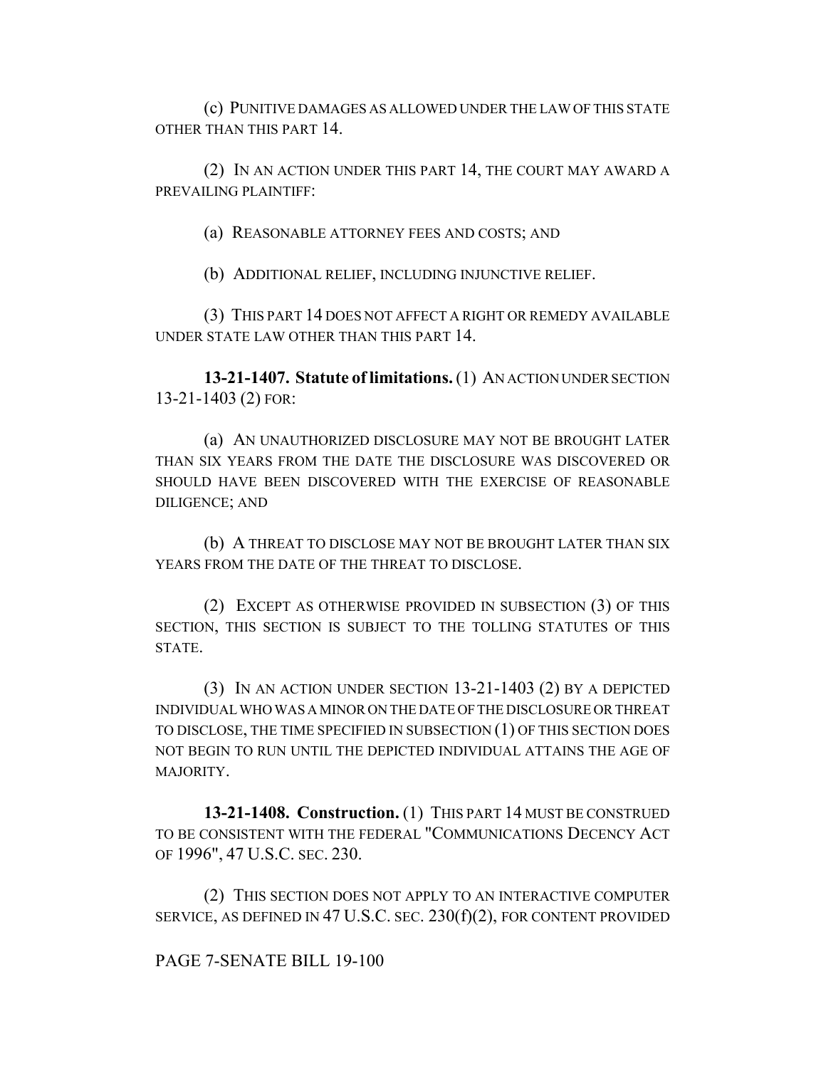(c) PUNITIVE DAMAGES AS ALLOWED UNDER THE LAW OF THIS STATE OTHER THAN THIS PART 14.

(2) IN AN ACTION UNDER THIS PART 14, THE COURT MAY AWARD A PREVAILING PLAINTIFF:

(a) REASONABLE ATTORNEY FEES AND COSTS; AND

(b) ADDITIONAL RELIEF, INCLUDING INJUNCTIVE RELIEF.

(3) THIS PART 14 DOES NOT AFFECT A RIGHT OR REMEDY AVAILABLE UNDER STATE LAW OTHER THAN THIS PART 14.

**13-21-1407. Statute of limitations.** (1) AN ACTION UNDER SECTION 13-21-1403 (2) FOR:

(a) AN UNAUTHORIZED DISCLOSURE MAY NOT BE BROUGHT LATER THAN SIX YEARS FROM THE DATE THE DISCLOSURE WAS DISCOVERED OR SHOULD HAVE BEEN DISCOVERED WITH THE EXERCISE OF REASONABLE DILIGENCE; AND

(b) A THREAT TO DISCLOSE MAY NOT BE BROUGHT LATER THAN SIX YEARS FROM THE DATE OF THE THREAT TO DISCLOSE.

(2) EXCEPT AS OTHERWISE PROVIDED IN SUBSECTION (3) OF THIS SECTION, THIS SECTION IS SUBJECT TO THE TOLLING STATUTES OF THIS STATE.

(3) IN AN ACTION UNDER SECTION 13-21-1403 (2) BY A DEPICTED INDIVIDUAL WHO WAS A MINOR ON THE DATE OF THE DISCLOSURE OR THREAT TO DISCLOSE, THE TIME SPECIFIED IN SUBSECTION (1) OF THIS SECTION DOES NOT BEGIN TO RUN UNTIL THE DEPICTED INDIVIDUAL ATTAINS THE AGE OF MAJORITY.

**13-21-1408. Construction.** (1) THIS PART 14 MUST BE CONSTRUED TO BE CONSISTENT WITH THE FEDERAL "COMMUNICATIONS DECENCY ACT OF 1996", 47 U.S.C. SEC. 230.

(2) THIS SECTION DOES NOT APPLY TO AN INTERACTIVE COMPUTER SERVICE, AS DEFINED IN 47 U.S.C. SEC. 230(f)(2), FOR CONTENT PROVIDED

PAGE 7-SENATE BILL 19-100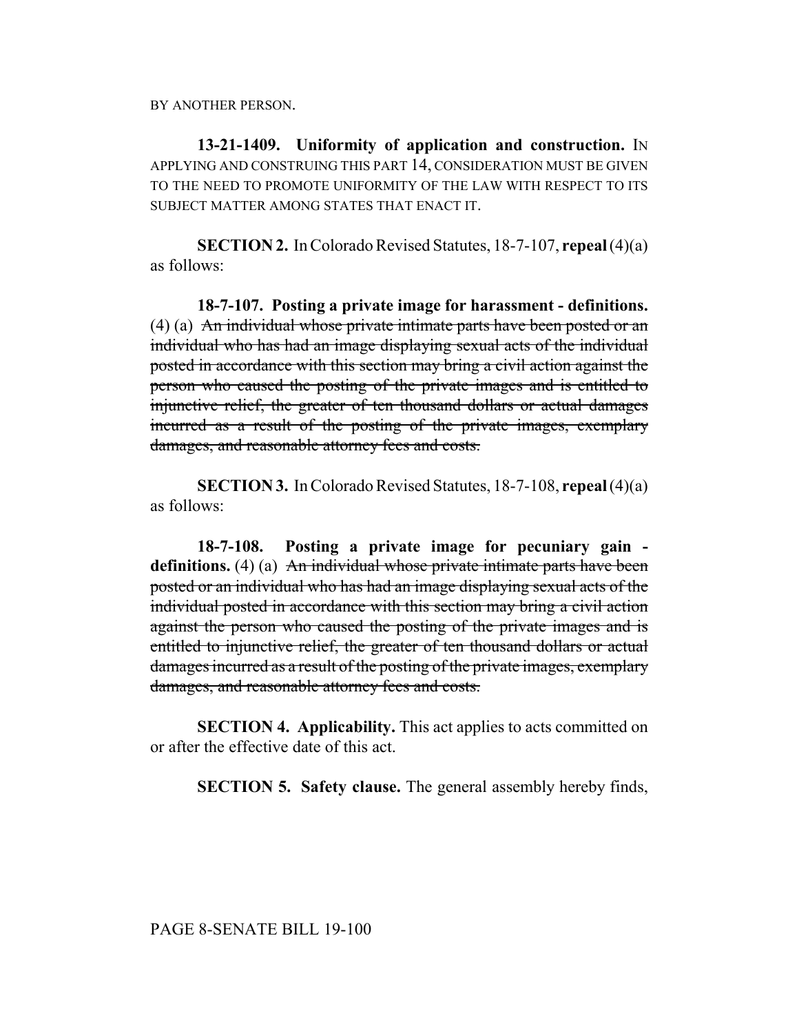BY ANOTHER PERSON.

**13-21-1409. Uniformity of application and construction.** IN APPLYING AND CONSTRUING THIS PART 14, CONSIDERATION MUST BE GIVEN TO THE NEED TO PROMOTE UNIFORMITY OF THE LAW WITH RESPECT TO ITS SUBJECT MATTER AMONG STATES THAT ENACT IT.

**SECTION 2.** In Colorado Revised Statutes, 18-7-107, **repeal** (4)(a) as follows:

**18-7-107. Posting a private image for harassment - definitions.** (4) (a) ~~An individual whose private intimate parts have been posted or an individual who has had an image displaying sexual acts of the individual posted in accordance with this section may bring a civil action against the person who caused the posting of the private images and is entitled to injunctive relief, the greater of ten thousand dollars or actual damages incurred as a result of the posting of the private images, exemplary damages, and reasonable attorney fees and costs.~~

**SECTION 3.** In Colorado Revised Statutes, 18-7-108, **repeal** (4)(a) as follows:

**18-7-108. Posting a private image for pecuniary gain - definitions.** (4) (a) ~~An individual whose private intimate parts have been posted or an individual who has had an image displaying sexual acts of the individual posted in accordance with this section may bring a civil action against the person who caused the posting of the private images and is entitled to injunctive relief, the greater of ten thousand dollars or actual damages incurred as a result of the posting of the private images, exemplary damages, and reasonable attorney fees and costs.~~

**SECTION 4. Applicability.** This act applies to acts committed on or after the effective date of this act.

**SECTION 5. Safety clause.** The general assembly hereby finds,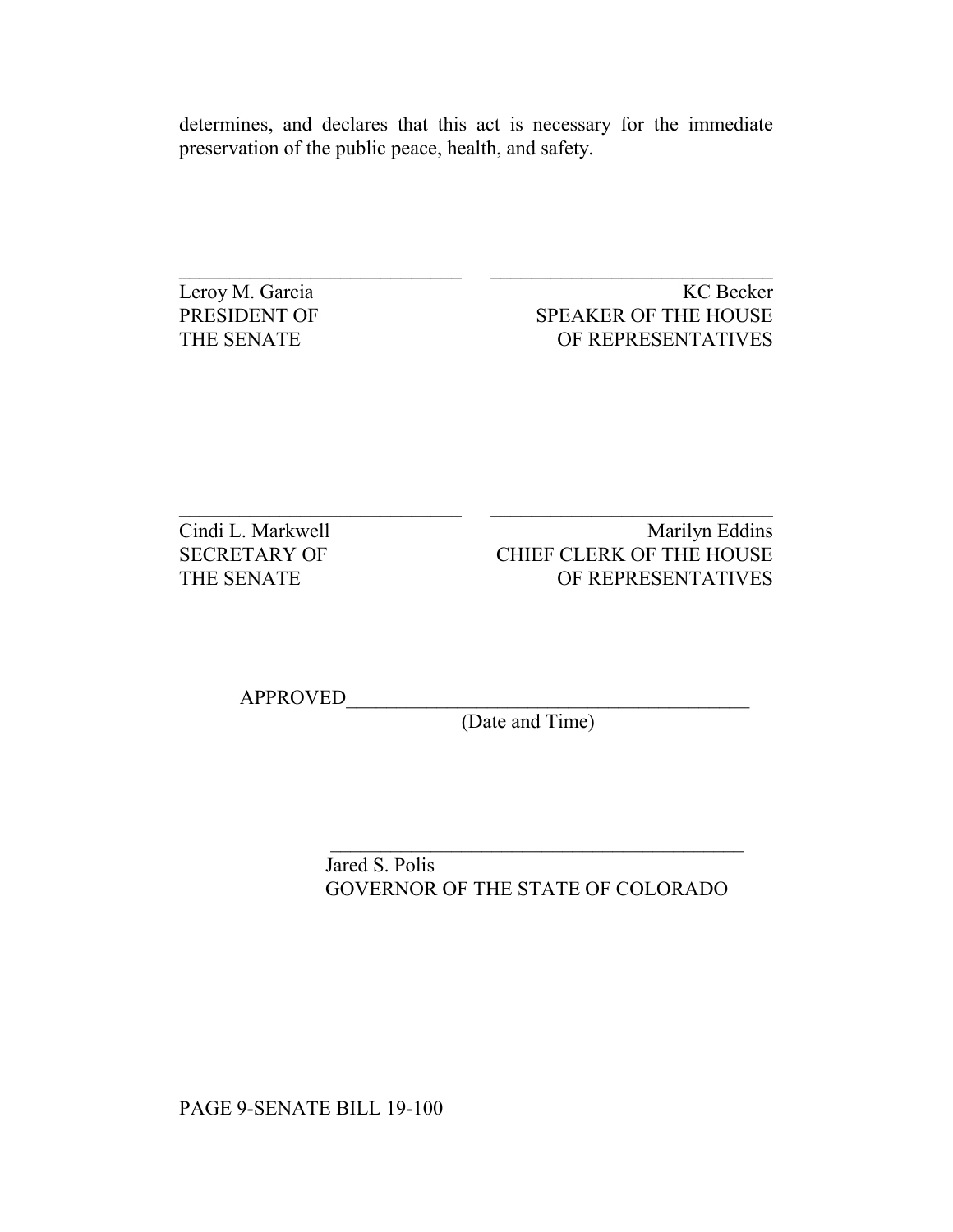determines, and declares that this act is necessary for the immediate preservation of the public peace, health, and safety.

\_\_\_\_\_\_\_\_\_\_\_\_\_\_\_\_\_\_\_\_\_\_\_\_\_\_\_\_
Leroy M. Garcia
PRESIDENT OF
THE SENATE

\_\_\_\_\_\_\_\_\_\_\_\_\_\_\_\_\_\_\_\_\_\_\_\_\_\_\_\_
KC Becker
SPEAKER OF THE HOUSE
OF REPRESENTATIVES

\_\_\_\_\_\_\_\_\_\_\_\_\_\_\_\_\_\_\_\_\_\_\_\_\_\_\_\_
Cindi L. Markwell
SECRETARY OF
THE SENATE

\_\_\_\_\_\_\_\_\_\_\_\_\_\_\_\_\_\_\_\_\_\_\_\_\_\_\_\_
Marilyn Eddins
CHIEF CLERK OF THE HOUSE
OF REPRESENTATIVES

APPROVED\_\_\_\_\_\_\_\_\_\_\_\_\_\_\_\_\_\_\_\_\_\_\_\_\_\_\_\_\_\_\_\_\_\_\_\_\_\_\_\_
(Date and Time)

\_\_\_\_\_\_\_\_\_\_\_\_\_\_\_\_\_\_\_\_\_\_\_\_\_\_\_\_\_\_\_\_\_\_\_\_\_\_\_\_\_\_
Jared S. Polis
GOVERNOR OF THE STATE OF COLORADO

PAGE 9-SENATE BILL 19-100